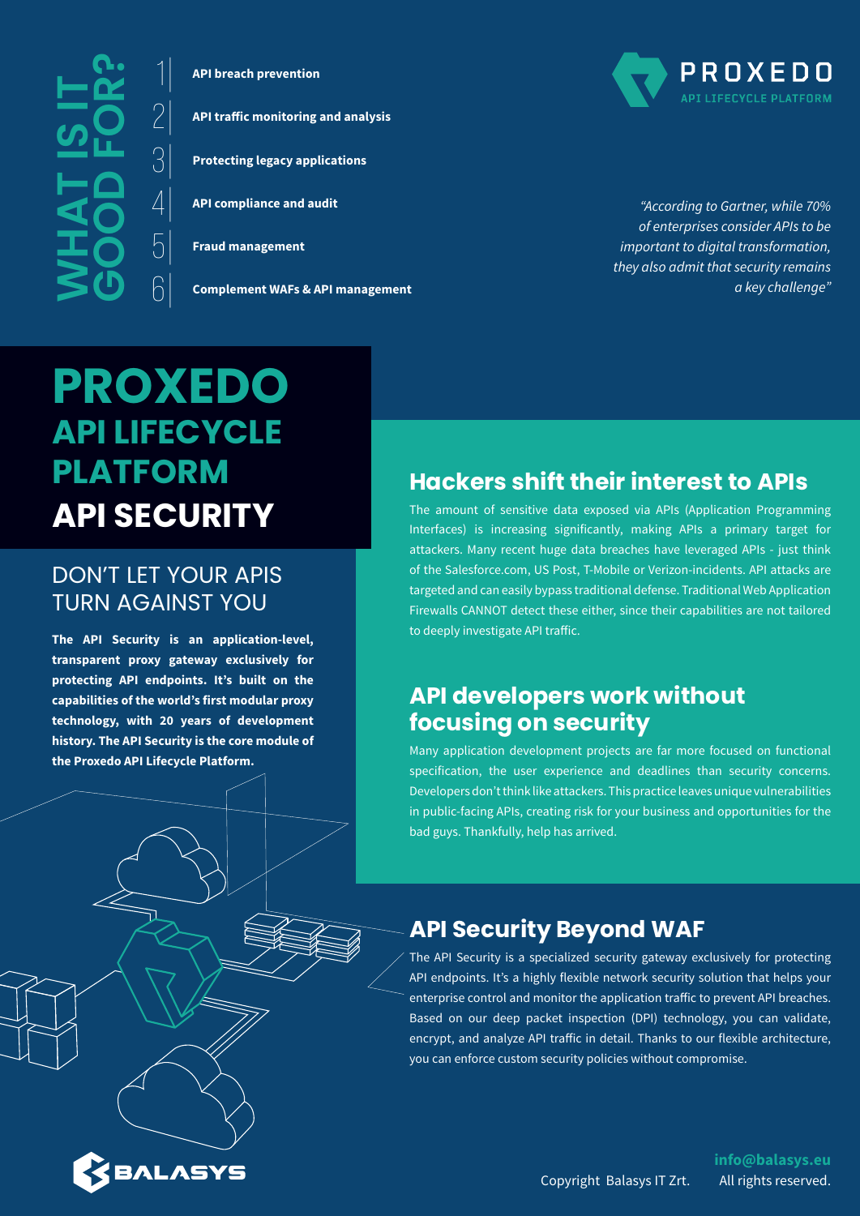## WHAT IS IT GOOD FOR?

1. **API breach prevention**
2. **API traffic monitoring and analysis**
3. **Protecting legacy applications**
4. **API compliance and audit**
5. **Fraud management**
6. **Complement WAFs & API management**

PROXEDO
API LIFECYCLE PLATFORM

*"According to Gartner, while 70% of enterprises consider APIs to be important to digital transformation, they also admit that security remains a key challenge"*

# PROXEDO API LIFECYCLE PLATFORM API SECURITY

## DON'T LET YOUR APIS TURN AGAINST YOU

**The API Security is an application-level, transparent proxy gateway exclusively for protecting API endpoints. It's built on the capabilities of the world's first modular proxy technology, with 20 years of development history. The API Security is the core module of the Proxedo API Lifecycle Platform.**

## Hackers shift their interest to APIs

The amount of sensitive data exposed via APIs (Application Programming Interfaces) is increasing significantly, making APIs a primary target for attackers. Many recent huge data breaches have leveraged APIs - just think of the Salesforce.com, US Post, T-Mobile or Verizon-incidents. API attacks are targeted and can easily bypass traditional defense. Traditional Web Application Firewalls CANNOT detect these either, since their capabilities are not tailored to deeply investigate API traffic.

## API developers work without focusing on security

Many application development projects are far more focused on functional specification, the user experience and deadlines than security concerns. Developers don't think like attackers. This practice leaves unique vulnerabilities in public-facing APIs, creating risk for your business and opportunities for the bad guys. Thankfully, help has arrived.

## API Security Beyond WAF

The API Security is a specialized security gateway exclusively for protecting API endpoints. It's a highly flexible network security solution that helps your enterprise control and monitor the application traffic to prevent API breaches. Based on our deep packet inspection (DPI) technology, you can validate, encrypt, and analyze API traffic in detail. Thanks to our flexible architecture, you can enforce custom security policies without compromise.

BALASYS

**info@balasys.eu**

Copyright Balasys IT Zrt. All rights reserved.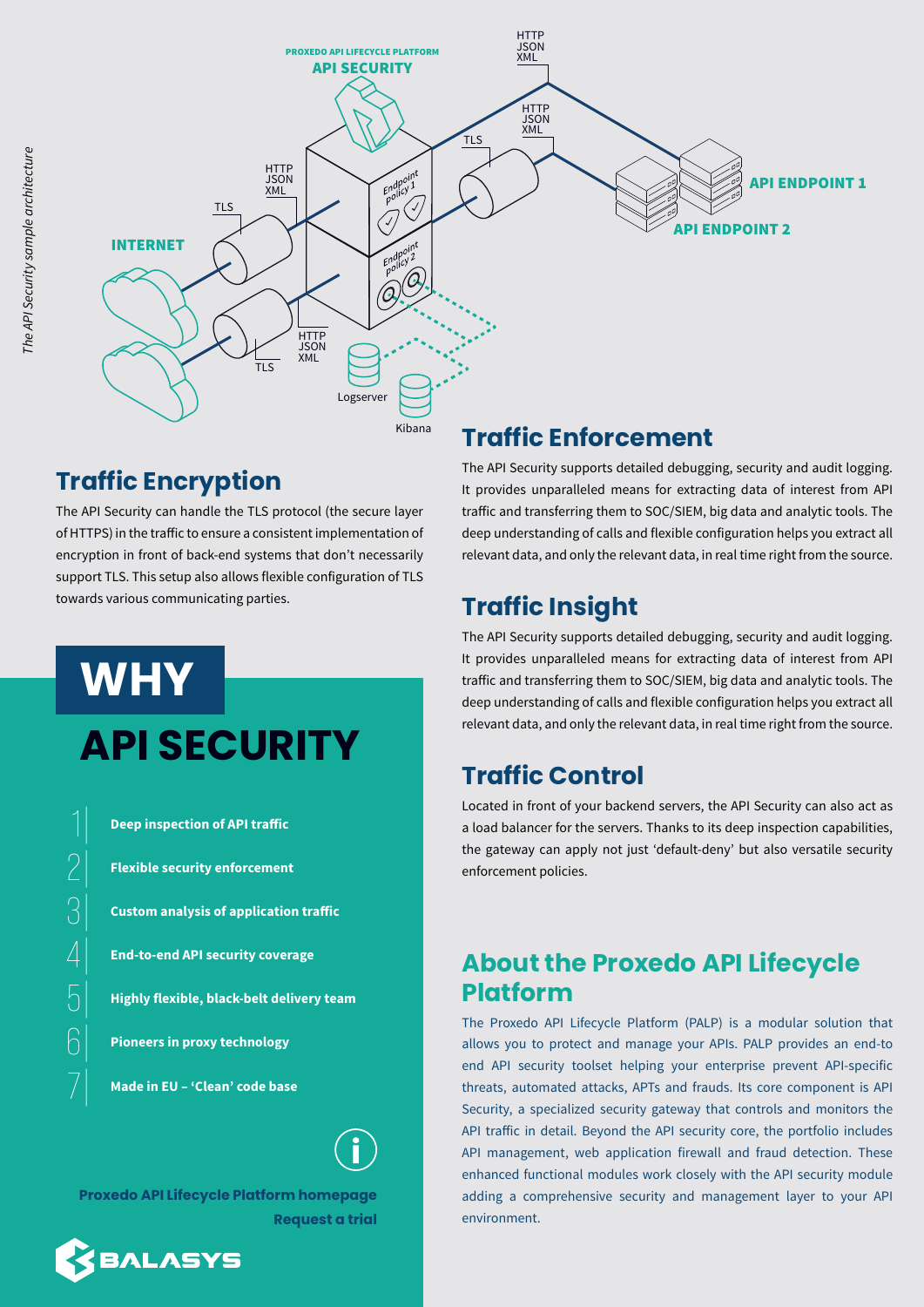*The API Security sample architecture*

PROXEDO API LIFECYCLE PLATFORM
API SECURITY

INTERNET
TLS
HTTP
JSON
XML
Endpoint policy 1
Endpoint policy 2
Logserver
Kibana
API ENDPOINT 1
API ENDPOINT 2

## Traffic Encryption

The API Security can handle the TLS protocol (the secure layer of HTTPS) in the traffic to ensure a consistent implementation of encryption in front of back-end systems that don't necessarily support TLS. This setup also allows flexible configuration of TLS towards various communicating parties.

## Traffic Enforcement

The API Security supports detailed debugging, security and audit logging. It provides unparalleled means for extracting data of interest from API traffic and transferring them to SOC/SIEM, big data and analytic tools. The deep understanding of calls and flexible configuration helps you extract all relevant data, and only the relevant data, in real time right from the source.

## Traffic Insight

The API Security supports detailed debugging, security and audit logging. It provides unparalleled means for extracting data of interest from API traffic and transferring them to SOC/SIEM, big data and analytic tools. The deep understanding of calls and flexible configuration helps you extract all relevant data, and only the relevant data, in real time right from the source.

## Traffic Control

Located in front of your backend servers, the API Security can also act as a load balancer for the servers. Thanks to its deep inspection capabilities, the gateway can apply not just 'default-deny' but also versatile security enforcement policies.

# WHY API SECURITY

1. **Deep inspection of API traffic**
2. **Flexible security enforcement**
3. **Custom analysis of application traffic**
4. **End-to-end API security coverage**
5. **Highly flexible, black-belt delivery team**
6. **Pioneers in proxy technology**
7. **Made in EU – 'Clean' code base**

**Proxedo API Lifecycle Platform homepage**

**Request a trial**

BALASYS

## About the Proxedo API Lifecycle Platform

The Proxedo API Lifecycle Platform (PALP) is a modular solution that allows you to protect and manage your APIs. PALP provides an end-to end API security toolset helping your enterprise prevent API-specific threats, automated attacks, APTs and frauds. Its core component is API Security, a specialized security gateway that controls and monitors the API traffic in detail. Beyond the API security core, the portfolio includes API management, web application firewall and fraud detection. These enhanced functional modules work closely with the API security module adding a comprehensive security and management layer to your API environment.